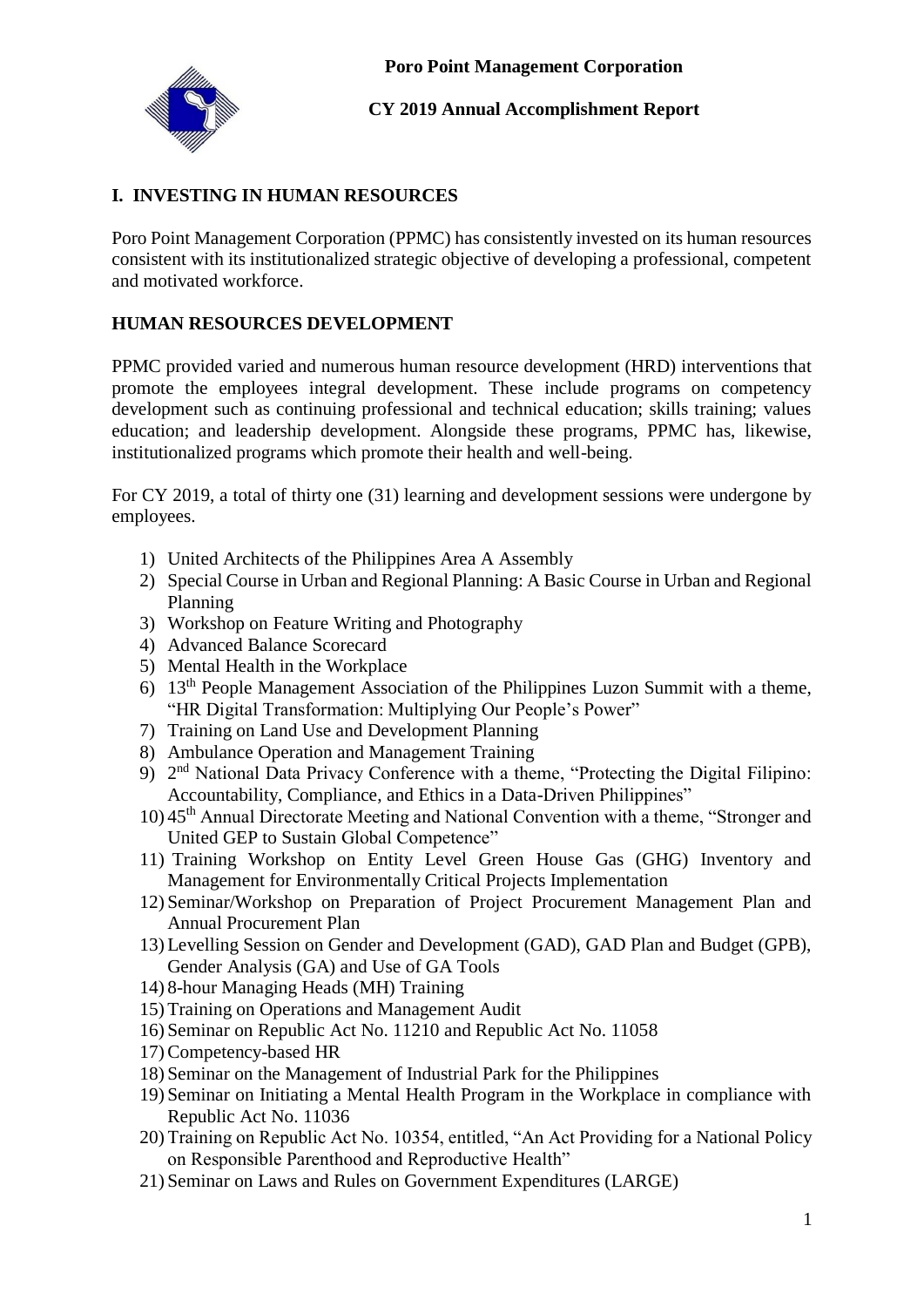**Poro Point Management Corporation**

**CY 2019 Annual Accomplishment Report**

## I. INVESTING IN HUMAN RESOURCES

Poro Point Management Corporation (PPMC) has consistently invested on its human resources consistent with its institutionalized strategic objective of developing a professional, competent and motivated workforce.

### HUMAN RESOURCES DEVELOPMENT

PPMC provided varied and numerous human resource development (HRD) interventions that promote the employees integral development. These include programs on competency development such as continuing professional and technical education; skills training; values education; and leadership development. Alongside these programs, PPMC has, likewise, institutionalized programs which promote their health and well-being.

For CY 2019, a total of thirty one (31) learning and development sessions were undergone by employees.

1) United Architects of the Philippines Area A Assembly
2) Special Course in Urban and Regional Planning: A Basic Course in Urban and Regional Planning
3) Workshop on Feature Writing and Photography
4) Advanced Balance Scorecard
5) Mental Health in the Workplace
6) 13th People Management Association of the Philippines Luzon Summit with a theme, "HR Digital Transformation: Multiplying Our People's Power"
7) Training on Land Use and Development Planning
8) Ambulance Operation and Management Training
9) 2nd National Data Privacy Conference with a theme, "Protecting the Digital Filipino: Accountability, Compliance, and Ethics in a Data-Driven Philippines"
10) 45th Annual Directorate Meeting and National Convention with a theme, "Stronger and United GEP to Sustain Global Competence"
11) Training Workshop on Entity Level Green House Gas (GHG) Inventory and Management for Environmentally Critical Projects Implementation
12) Seminar/Workshop on Preparation of Project Procurement Management Plan and Annual Procurement Plan
13) Levelling Session on Gender and Development (GAD), GAD Plan and Budget (GPB), Gender Analysis (GA) and Use of GA Tools
14) 8-hour Managing Heads (MH) Training
15) Training on Operations and Management Audit
16) Seminar on Republic Act No. 11210 and Republic Act No. 11058
17) Competency-based HR
18) Seminar on the Management of Industrial Park for the Philippines
19) Seminar on Initiating a Mental Health Program in the Workplace in compliance with Republic Act No. 11036
20) Training on Republic Act No. 10354, entitled, "An Act Providing for a National Policy on Responsible Parenthood and Reproductive Health"
21) Seminar on Laws and Rules on Government Expenditures (LARGE)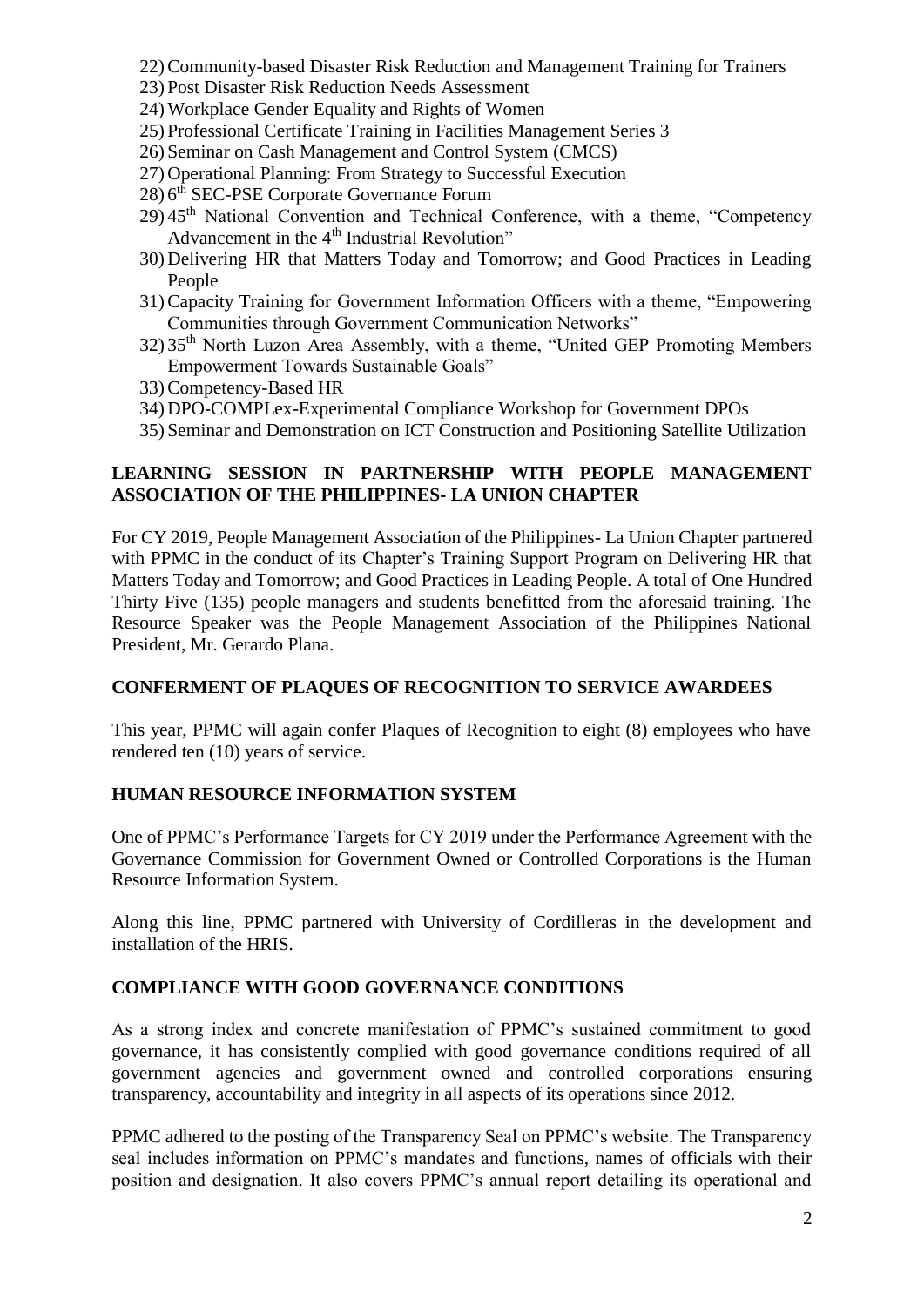22) Community-based Disaster Risk Reduction and Management Training for Trainers
23) Post Disaster Risk Reduction Needs Assessment
24) Workplace Gender Equality and Rights of Women
25) Professional Certificate Training in Facilities Management Series 3
26) Seminar on Cash Management and Control System (CMCS)
27) Operational Planning: From Strategy to Successful Execution
28) 6th SEC-PSE Corporate Governance Forum
29) 45th National Convention and Technical Conference, with a theme, "Competency Advancement in the 4th Industrial Revolution"
30) Delivering HR that Matters Today and Tomorrow; and Good Practices in Leading People
31) Capacity Training for Government Information Officers with a theme, "Empowering Communities through Government Communication Networks"
32) 35th North Luzon Area Assembly, with a theme, "United GEP Promoting Members Empowerment Towards Sustainable Goals"
33) Competency-Based HR
34) DPO-COMPLex-Experimental Compliance Workshop for Government DPOs
35) Seminar and Demonstration on ICT Construction and Positioning Satellite Utilization

## LEARNING SESSION IN PARTNERSHIP WITH PEOPLE MANAGEMENT ASSOCIATION OF THE PHILIPPINES- LA UNION CHAPTER

For CY 2019, People Management Association of the Philippines- La Union Chapter partnered with PPMC in the conduct of its Chapter's Training Support Program on Delivering HR that Matters Today and Tomorrow; and Good Practices in Leading People. A total of One Hundred Thirty Five (135) people managers and students benefitted from the aforesaid training. The Resource Speaker was the People Management Association of the Philippines National President, Mr. Gerardo Plana.

## CONFERMENT OF PLAQUES OF RECOGNITION TO SERVICE AWARDEES

This year, PPMC will again confer Plaques of Recognition to eight (8) employees who have rendered ten (10) years of service.

## HUMAN RESOURCE INFORMATION SYSTEM

One of PPMC's Performance Targets for CY 2019 under the Performance Agreement with the Governance Commission for Government Owned or Controlled Corporations is the Human Resource Information System.

Along this line, PPMC partnered with University of Cordilleras in the development and installation of the HRIS.

## COMPLIANCE WITH GOOD GOVERNANCE CONDITIONS

As a strong index and concrete manifestation of PPMC's sustained commitment to good governance, it has consistently complied with good governance conditions required of all government agencies and government owned and controlled corporations ensuring transparency, accountability and integrity in all aspects of its operations since 2012.

PPMC adhered to the posting of the Transparency Seal on PPMC's website. The Transparency seal includes information on PPMC's mandates and functions, names of officials with their position and designation. It also covers PPMC's annual report detailing its operational and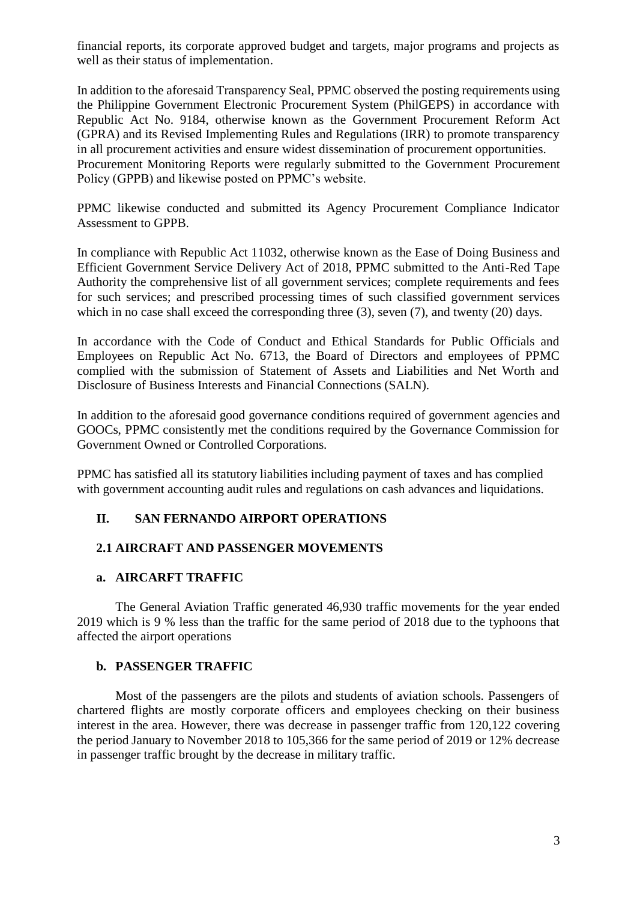financial reports, its corporate approved budget and targets, major programs and projects as well as their status of implementation.

In addition to the aforesaid Transparency Seal, PPMC observed the posting requirements using the Philippine Government Electronic Procurement System (PhilGEPS) in accordance with Republic Act No. 9184, otherwise known as the Government Procurement Reform Act (GPRA) and its Revised Implementing Rules and Regulations (IRR) to promote transparency in all procurement activities and ensure widest dissemination of procurement opportunities. Procurement Monitoring Reports were regularly submitted to the Government Procurement Policy (GPPB) and likewise posted on PPMC's website.

PPMC likewise conducted and submitted its Agency Procurement Compliance Indicator Assessment to GPPB.

In compliance with Republic Act 11032, otherwise known as the Ease of Doing Business and Efficient Government Service Delivery Act of 2018, PPMC submitted to the Anti-Red Tape Authority the comprehensive list of all government services; complete requirements and fees for such services; and prescribed processing times of such classified government services which in no case shall exceed the corresponding three (3), seven (7), and twenty (20) days.

In accordance with the Code of Conduct and Ethical Standards for Public Officials and Employees on Republic Act No. 6713, the Board of Directors and employees of PPMC complied with the submission of Statement of Assets and Liabilities and Net Worth and Disclosure of Business Interests and Financial Connections (SALN).

In addition to the aforesaid good governance conditions required of government agencies and GOOCs, PPMC consistently met the conditions required by the Governance Commission for Government Owned or Controlled Corporations.

PPMC has satisfied all its statutory liabilities including payment of taxes and has complied with government accounting audit rules and regulations on cash advances and liquidations.

## II. SAN FERNANDO AIRPORT OPERATIONS

### 2.1 AIRCRAFT AND PASSENGER MOVEMENTS

#### a. AIRCARFT TRAFFIC

The General Aviation Traffic generated 46,930 traffic movements for the year ended 2019 which is 9 % less than the traffic for the same period of 2018 due to the typhoons that affected the airport operations

#### b. PASSENGER TRAFFIC

Most of the passengers are the pilots and students of aviation schools. Passengers of chartered flights are mostly corporate officers and employees checking on their business interest in the area. However, there was decrease in passenger traffic from 120,122 covering the period January to November 2018 to 105,366 for the same period of 2019 or 12% decrease in passenger traffic brought by the decrease in military traffic.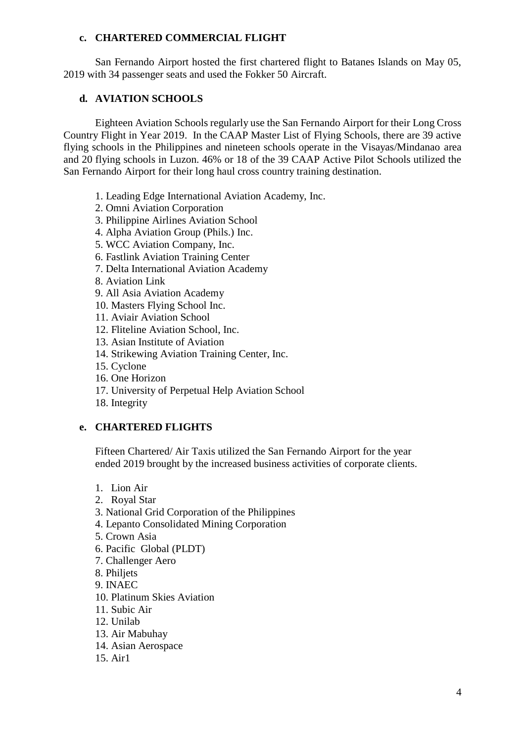### c. CHARTERED COMMERCIAL FLIGHT

San Fernando Airport hosted the first chartered flight to Batanes Islands on May 05, 2019 with 34 passenger seats and used the Fokker 50 Aircraft.

### d. AVIATION SCHOOLS

Eighteen Aviation Schools regularly use the San Fernando Airport for their Long Cross Country Flight in Year 2019. In the CAAP Master List of Flying Schools, there are 39 active flying schools in the Philippines and nineteen schools operate in the Visayas/Mindanao area and 20 flying schools in Luzon. 46% or 18 of the 39 CAAP Active Pilot Schools utilized the San Fernando Airport for their long haul cross country training destination.

1. Leading Edge International Aviation Academy, Inc.
2. Omni Aviation Corporation
3. Philippine Airlines Aviation School
4. Alpha Aviation Group (Phils.) Inc.
5. WCC Aviation Company, Inc.
6. Fastlink Aviation Training Center
7. Delta International Aviation Academy
8. Aviation Link
9. All Asia Aviation Academy
10. Masters Flying School Inc.
11. Aviair Aviation School
12. Fliteline Aviation School, Inc.
13. Asian Institute of Aviation
14. Strikewing Aviation Training Center, Inc.
15. Cyclone
16. One Horizon
17. University of Perpetual Help Aviation School
18. Integrity

### e. CHARTERED FLIGHTS

Fifteen Chartered/ Air Taxis utilized the San Fernando Airport for the year ended 2019 brought by the increased business activities of corporate clients.

1. Lion Air
2. Royal Star
3. National Grid Corporation of the Philippines
4. Lepanto Consolidated Mining Corporation
5. Crown Asia
6. Pacific Global (PLDT)
7. Challenger Aero
8. Philjets
9. INAEC
10. Platinum Skies Aviation
11. Subic Air
12. Unilab
13. Air Mabuhay
14. Asian Aerospace
15. Air1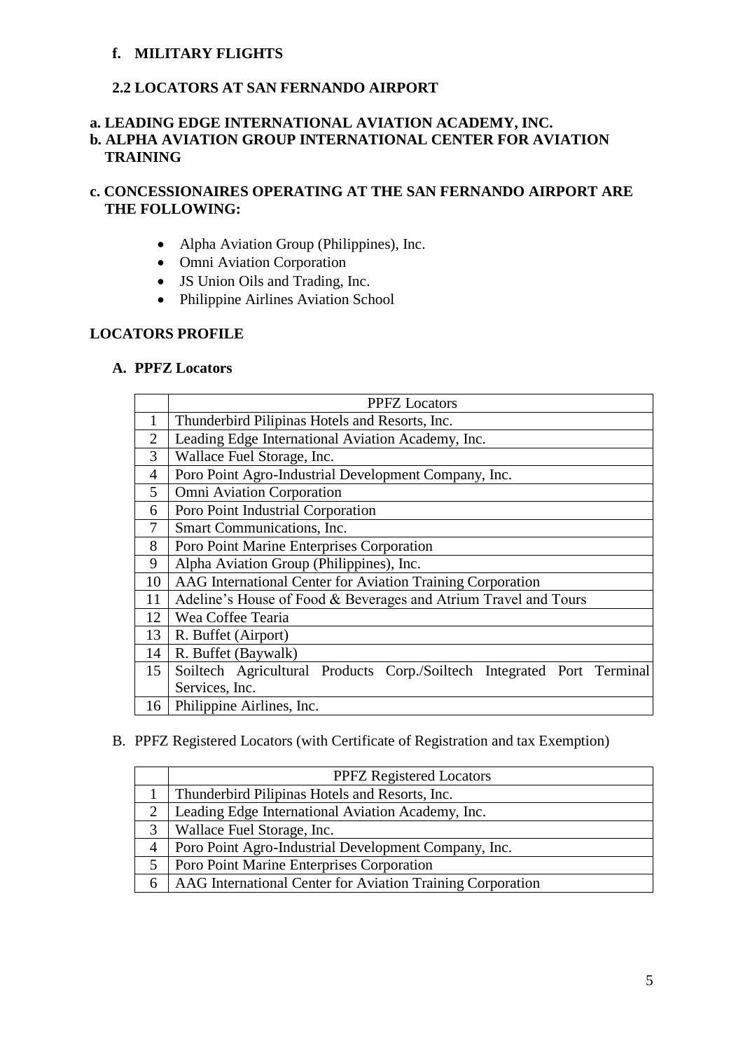**f. MILITARY FLIGHTS**

**2.2 LOCATORS AT SAN FERNANDO AIRPORT**

**a. LEADING EDGE INTERNATIONAL AVIATION ACADEMY, INC.**

**b. ALPHA AVIATION GROUP INTERNATIONAL CENTER FOR AVIATION TRAINING**

**c. CONCESSIONAIRES OPERATING AT THE SAN FERNANDO AIRPORT ARE THE FOLLOWING:**

- Alpha Aviation Group (Philippines), Inc.
- Omni Aviation Corporation
- JS Union Oils and Trading, Inc.
- Philippine Airlines Aviation School

**LOCATORS PROFILE**

**A. PPFZ Locators**

| | PPFZ Locators |
|---|---|
| 1 | Thunderbird Pilipinas Hotels and Resorts, Inc. |
| 2 | Leading Edge International Aviation Academy, Inc. |
| 3 | Wallace Fuel Storage, Inc. |
| 4 | Poro Point Agro-Industrial Development Company, Inc. |
| 5 | Omni Aviation Corporation |
| 6 | Poro Point Industrial Corporation |
| 7 | Smart Communications, Inc. |
| 8 | Poro Point Marine Enterprises Corporation |
| 9 | Alpha Aviation Group (Philippines), Inc. |
| 10 | AAG International Center for Aviation Training Corporation |
| 11 | Adeline's House of Food & Beverages and Atrium Travel and Tours |
| 12 | Wea Coffee Tearia |
| 13 | R. Buffet (Airport) |
| 14 | R. Buffet (Baywalk) |
| 15 | Soiltech Agricultural Products Corp./Soiltech Integrated Port Terminal Services, Inc. |
| 16 | Philippine Airlines, Inc. |

B. PPFZ Registered Locators (with Certificate of Registration and tax Exemption)

| | PPFZ Registered Locators |
|---|---|
| 1 | Thunderbird Pilipinas Hotels and Resorts, Inc. |
| 2 | Leading Edge International Aviation Academy, Inc. |
| 3 | Wallace Fuel Storage, Inc. |
| 4 | Poro Point Agro-Industrial Development Company, Inc. |
| 5 | Poro Point Marine Enterprises Corporation |
| 6 | AAG International Center for Aviation Training Corporation |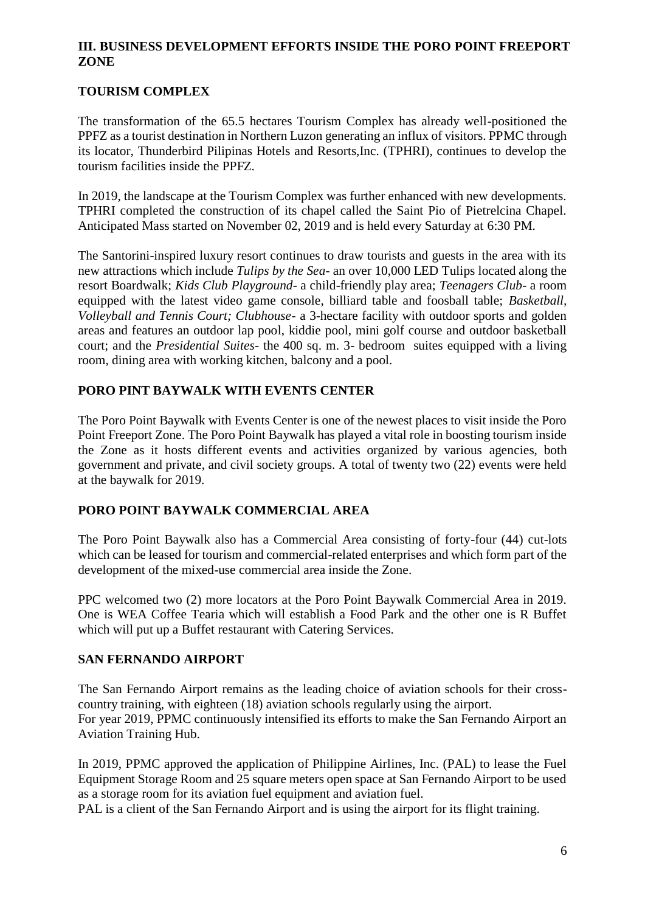## III. BUSINESS DEVELOPMENT EFFORTS INSIDE THE PORO POINT FREEPORT ZONE

### TOURISM COMPLEX

The transformation of the 65.5 hectares Tourism Complex has already well-positioned the PPFZ as a tourist destination in Northern Luzon generating an influx of visitors. PPMC through its locator, Thunderbird Pilipinas Hotels and Resorts,Inc. (TPHRI), continues to develop the tourism facilities inside the PPFZ.

In 2019, the landscape at the Tourism Complex was further enhanced with new developments. TPHRI completed the construction of its chapel called the Saint Pio of Pietrelcina Chapel. Anticipated Mass started on November 02, 2019 and is held every Saturday at 6:30 PM.

The Santorini-inspired luxury resort continues to draw tourists and guests in the area with its new attractions which include *Tulips by the Sea*- an over 10,000 LED Tulips located along the resort Boardwalk; *Kids Club Playground*- a child-friendly play area; *Teenagers Club*- a room equipped with the latest video game console, billiard table and foosball table; *Basketball, Volleyball and Tennis Court; Clubhouse*- a 3-hectare facility with outdoor sports and golden areas and features an outdoor lap pool, kiddie pool, mini golf course and outdoor basketball court; and the *Presidential Suites*- the 400 sq. m. 3- bedroom suites equipped with a living room, dining area with working kitchen, balcony and a pool.

### PORO PINT BAYWALK WITH EVENTS CENTER

The Poro Point Baywalk with Events Center is one of the newest places to visit inside the Poro Point Freeport Zone. The Poro Point Baywalk has played a vital role in boosting tourism inside the Zone as it hosts different events and activities organized by various agencies, both government and private, and civil society groups. A total of twenty two (22) events were held at the baywalk for 2019.

### PORO POINT BAYWALK COMMERCIAL AREA

The Poro Point Baywalk also has a Commercial Area consisting of forty-four (44) cut-lots which can be leased for tourism and commercial-related enterprises and which form part of the development of the mixed-use commercial area inside the Zone.

PPC welcomed two (2) more locators at the Poro Point Baywalk Commercial Area in 2019. One is WEA Coffee Tearia which will establish a Food Park and the other one is R Buffet which will put up a Buffet restaurant with Catering Services.

### SAN FERNANDO AIRPORT

The San Fernando Airport remains as the leading choice of aviation schools for their cross-country training, with eighteen (18) aviation schools regularly using the airport.
For year 2019, PPMC continuously intensified its efforts to make the San Fernando Airport an Aviation Training Hub.

In 2019, PPMC approved the application of Philippine Airlines, Inc. (PAL) to lease the Fuel Equipment Storage Room and 25 square meters open space at San Fernando Airport to be used as a storage room for its aviation fuel equipment and aviation fuel.
PAL is a client of the San Fernando Airport and is using the airport for its flight training.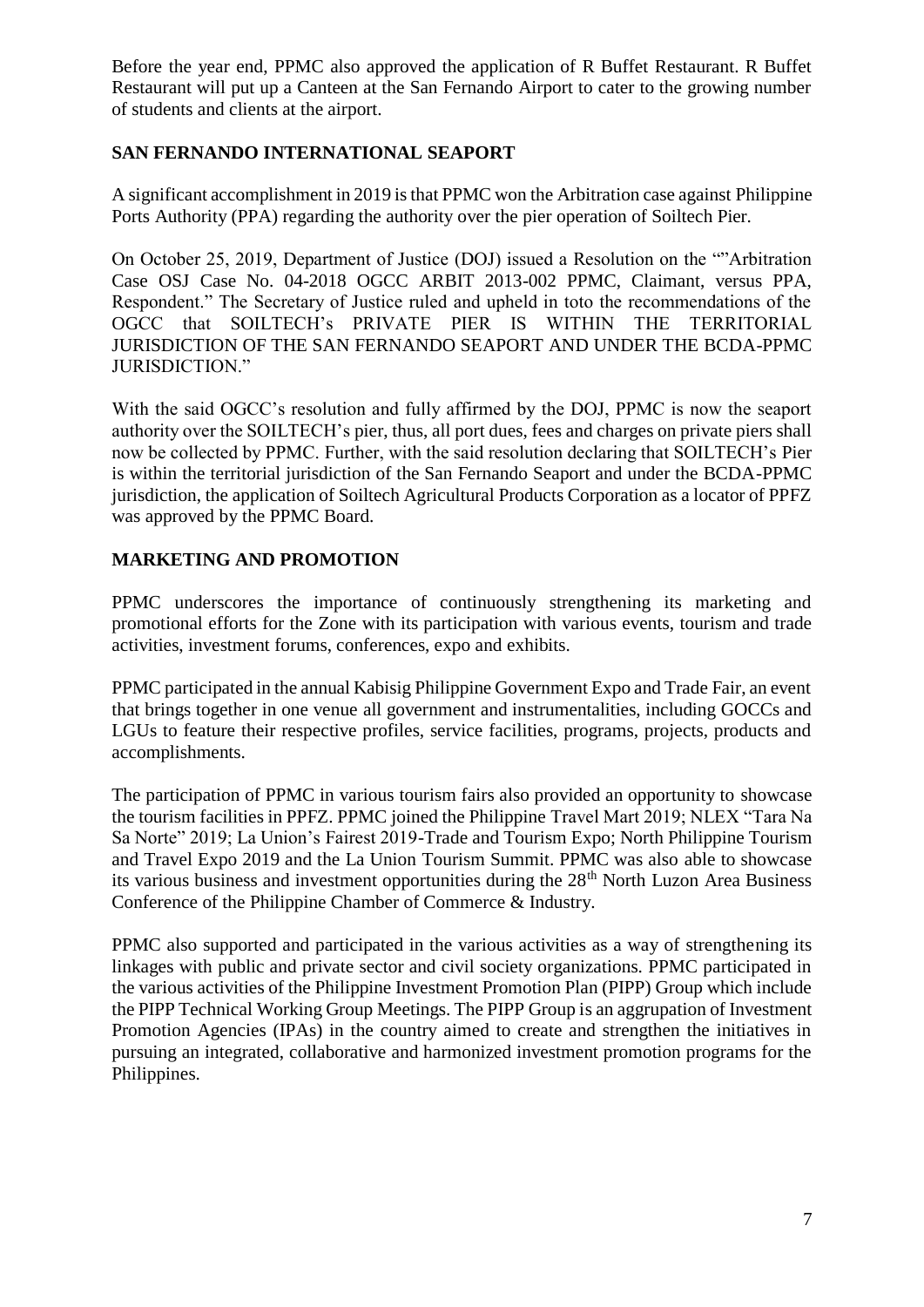Before the year end, PPMC also approved the application of R Buffet Restaurant. R Buffet Restaurant will put up a Canteen at the San Fernando Airport to cater to the growing number of students and clients at the airport.

## SAN FERNANDO INTERNATIONAL SEAPORT

A significant accomplishment in 2019 is that PPMC won the Arbitration case against Philippine Ports Authority (PPA) regarding the authority over the pier operation of Soiltech Pier.

On October 25, 2019, Department of Justice (DOJ) issued a Resolution on the ""Arbitration Case OSJ Case No. 04-2018 OGCC ARBIT 2013-002 PPMC, Claimant, versus PPA, Respondent." The Secretary of Justice ruled and upheld in toto the recommendations of the OGCC that SOILTECH's PRIVATE PIER IS WITHIN THE TERRITORIAL JURISDICTION OF THE SAN FERNANDO SEAPORT AND UNDER THE BCDA-PPMC JURISDICTION."

With the said OGCC's resolution and fully affirmed by the DOJ, PPMC is now the seaport authority over the SOILTECH's pier, thus, all port dues, fees and charges on private piers shall now be collected by PPMC. Further, with the said resolution declaring that SOILTECH's Pier is within the territorial jurisdiction of the San Fernando Seaport and under the BCDA-PPMC jurisdiction, the application of Soiltech Agricultural Products Corporation as a locator of PPFZ was approved by the PPMC Board.

## MARKETING AND PROMOTION

PPMC underscores the importance of continuously strengthening its marketing and promotional efforts for the Zone with its participation with various events, tourism and trade activities, investment forums, conferences, expo and exhibits.

PPMC participated in the annual Kabisig Philippine Government Expo and Trade Fair, an event that brings together in one venue all government and instrumentalities, including GOCCs and LGUs to feature their respective profiles, service facilities, programs, projects, products and accomplishments.

The participation of PPMC in various tourism fairs also provided an opportunity to showcase the tourism facilities in PPFZ. PPMC joined the Philippine Travel Mart 2019; NLEX "Tara Na Sa Norte" 2019; La Union's Fairest 2019-Trade and Tourism Expo; North Philippine Tourism and Travel Expo 2019 and the La Union Tourism Summit. PPMC was also able to showcase its various business and investment opportunities during the 28th North Luzon Area Business Conference of the Philippine Chamber of Commerce & Industry.

PPMC also supported and participated in the various activities as a way of strengthening its linkages with public and private sector and civil society organizations. PPMC participated in the various activities of the Philippine Investment Promotion Plan (PIPP) Group which include the PIPP Technical Working Group Meetings. The PIPP Group is an aggrupation of Investment Promotion Agencies (IPAs) in the country aimed to create and strengthen the initiatives in pursuing an integrated, collaborative and harmonized investment promotion programs for the Philippines.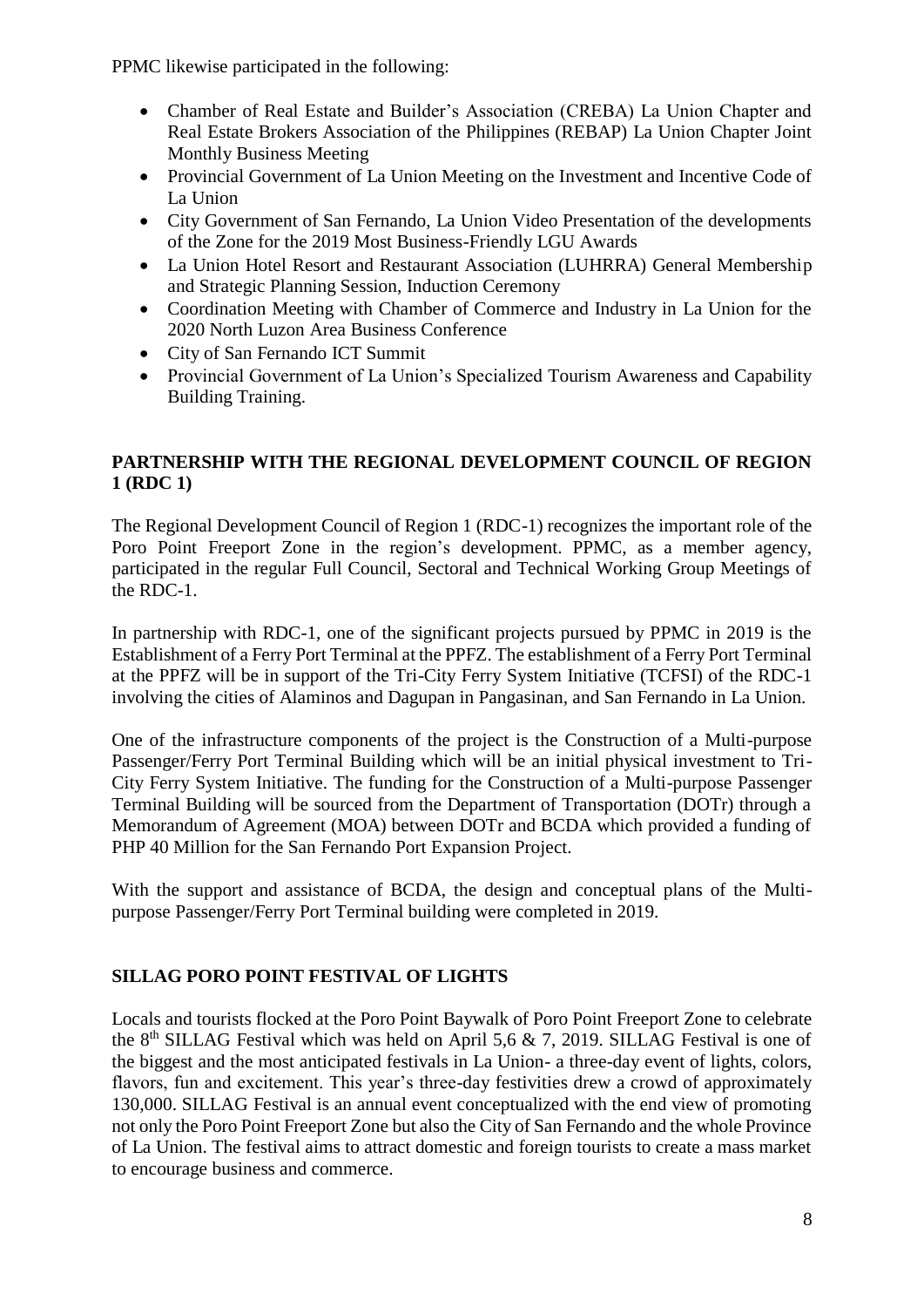PPMC likewise participated in the following:

- Chamber of Real Estate and Builder's Association (CREBA) La Union Chapter and Real Estate Brokers Association of the Philippines (REBAP) La Union Chapter Joint Monthly Business Meeting
- Provincial Government of La Union Meeting on the Investment and Incentive Code of La Union
- City Government of San Fernando, La Union Video Presentation of the developments of the Zone for the 2019 Most Business-Friendly LGU Awards
- La Union Hotel Resort and Restaurant Association (LUHRRA) General Membership and Strategic Planning Session, Induction Ceremony
- Coordination Meeting with Chamber of Commerce and Industry in La Union for the 2020 North Luzon Area Business Conference
- City of San Fernando ICT Summit
- Provincial Government of La Union's Specialized Tourism Awareness and Capability Building Training.

## PARTNERSHIP WITH THE REGIONAL DEVELOPMENT COUNCIL OF REGION 1 (RDC 1)

The Regional Development Council of Region 1 (RDC-1) recognizes the important role of the Poro Point Freeport Zone in the region's development. PPMC, as a member agency, participated in the regular Full Council, Sectoral and Technical Working Group Meetings of the RDC-1.

In partnership with RDC-1, one of the significant projects pursued by PPMC in 2019 is the Establishment of a Ferry Port Terminal at the PPFZ. The establishment of a Ferry Port Terminal at the PPFZ will be in support of the Tri-City Ferry System Initiative (TCFSI) of the RDC-1 involving the cities of Alaminos and Dagupan in Pangasinan, and San Fernando in La Union.

One of the infrastructure components of the project is the Construction of a Multi-purpose Passenger/Ferry Port Terminal Building which will be an initial physical investment to Tri-City Ferry System Initiative. The funding for the Construction of a Multi-purpose Passenger Terminal Building will be sourced from the Department of Transportation (DOTr) through a Memorandum of Agreement (MOA) between DOTr and BCDA which provided a funding of PHP 40 Million for the San Fernando Port Expansion Project.

With the support and assistance of BCDA, the design and conceptual plans of the Multi-purpose Passenger/Ferry Port Terminal building were completed in 2019.

## SILLAG PORO POINT FESTIVAL OF LIGHTS

Locals and tourists flocked at the Poro Point Baywalk of Poro Point Freeport Zone to celebrate the 8th SILLAG Festival which was held on April 5,6 & 7, 2019. SILLAG Festival is one of the biggest and the most anticipated festivals in La Union- a three-day event of lights, colors, flavors, fun and excitement. This year's three-day festivities drew a crowd of approximately 130,000. SILLAG Festival is an annual event conceptualized with the end view of promoting not only the Poro Point Freeport Zone but also the City of San Fernando and the whole Province of La Union. The festival aims to attract domestic and foreign tourists to create a mass market to encourage business and commerce.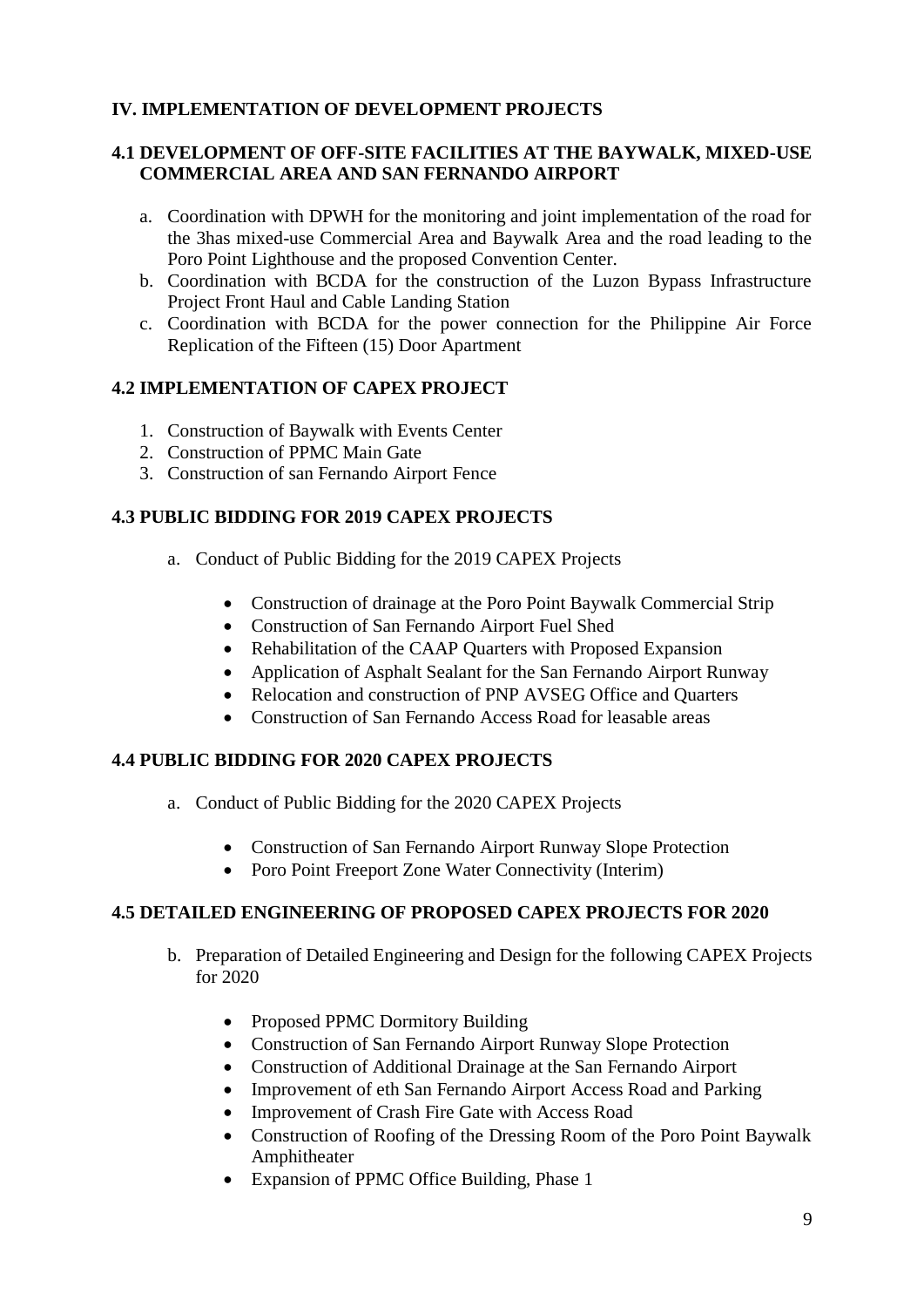## IV. IMPLEMENTATION OF DEVELOPMENT PROJECTS

### 4.1 DEVELOPMENT OF OFF-SITE FACILITIES AT THE BAYWALK, MIXED-USE COMMERCIAL AREA AND SAN FERNANDO AIRPORT

a. Coordination with DPWH for the monitoring and joint implementation of the road for the 3has mixed-use Commercial Area and Baywalk Area and the road leading to the Poro Point Lighthouse and the proposed Convention Center.
b. Coordination with BCDA for the construction of the Luzon Bypass Infrastructure Project Front Haul and Cable Landing Station
c. Coordination with BCDA for the power connection for the Philippine Air Force Replication of the Fifteen (15) Door Apartment

### 4.2 IMPLEMENTATION OF CAPEX PROJECT

1. Construction of Baywalk with Events Center
2. Construction of PPMC Main Gate
3. Construction of san Fernando Airport Fence

### 4.3 PUBLIC BIDDING FOR 2019 CAPEX PROJECTS

a. Conduct of Public Bidding for the 2019 CAPEX Projects

   - Construction of drainage at the Poro Point Baywalk Commercial Strip
   - Construction of San Fernando Airport Fuel Shed
   - Rehabilitation of the CAAP Quarters with Proposed Expansion
   - Application of Asphalt Sealant for the San Fernando Airport Runway
   - Relocation and construction of PNP AVSEG Office and Quarters
   - Construction of San Fernando Access Road for leasable areas

### 4.4 PUBLIC BIDDING FOR 2020 CAPEX PROJECTS

a. Conduct of Public Bidding for the 2020 CAPEX Projects

   - Construction of San Fernando Airport Runway Slope Protection
   - Poro Point Freeport Zone Water Connectivity (Interim)

### 4.5 DETAILED ENGINEERING OF PROPOSED CAPEX PROJECTS FOR 2020

b. Preparation of Detailed Engineering and Design for the following CAPEX Projects for 2020

   - Proposed PPMC Dormitory Building
   - Construction of San Fernando Airport Runway Slope Protection
   - Construction of Additional Drainage at the San Fernando Airport
   - Improvement of eth San Fernando Airport Access Road and Parking
   - Improvement of Crash Fire Gate with Access Road
   - Construction of Roofing of the Dressing Room of the Poro Point Baywalk Amphitheater
   - Expansion of PPMC Office Building, Phase 1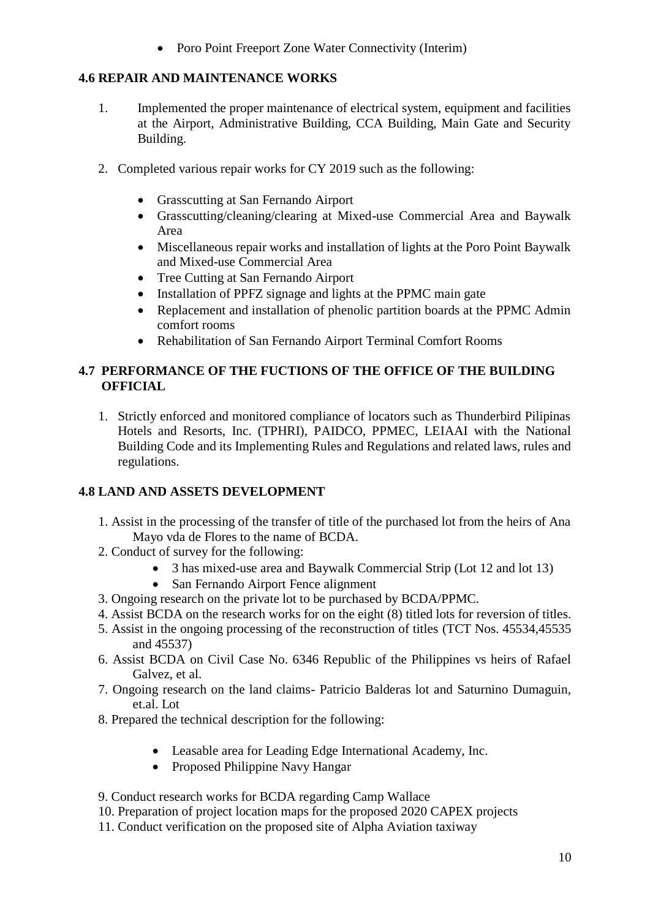- Poro Point Freeport Zone Water Connectivity (Interim)

### 4.6 REPAIR AND MAINTENANCE WORKS

1. Implemented the proper maintenance of electrical system, equipment and facilities at the Airport, Administrative Building, CCA Building, Main Gate and Security Building.
2. Completed various repair works for CY 2019 such as the following:
   - Grasscutting at San Fernando Airport
   - Grasscutting/cleaning/clearing at Mixed-use Commercial Area and Baywalk Area
   - Miscellaneous repair works and installation of lights at the Poro Point Baywalk and Mixed-use Commercial Area
   - Tree Cutting at San Fernando Airport
   - Installation of PPFZ signage and lights at the PPMC main gate
   - Replacement and installation of phenolic partition boards at the PPMC Admin comfort rooms
   - Rehabilitation of San Fernando Airport Terminal Comfort Rooms

### 4.7 PERFORMANCE OF THE FUCTIONS OF THE OFFICE OF THE BUILDING OFFICIAL

1. Strictly enforced and monitored compliance of locators such as Thunderbird Pilipinas Hotels and Resorts, Inc. (TPHRI), PAIDCO, PPMEC, LEIAAI with the National Building Code and its Implementing Rules and Regulations and related laws, rules and regulations.

### 4.8 LAND AND ASSETS DEVELOPMENT

1. Assist in the processing of the transfer of title of the purchased lot from the heirs of Ana Mayo vda de Flores to the name of BCDA.
2. Conduct of survey for the following:
   - 3 has mixed-use area and Baywalk Commercial Strip (Lot 12 and lot 13)
   - San Fernando Airport Fence alignment
3. Ongoing research on the private lot to be purchased by BCDA/PPMC.
4. Assist BCDA on the research works for on the eight (8) titled lots for reversion of titles.
5. Assist in the ongoing processing of the reconstruction of titles (TCT Nos. 45534,45535 and 45537)
6. Assist BCDA on Civil Case No. 6346 Republic of the Philippines vs heirs of Rafael Galvez, et al.
7. Ongoing research on the land claims- Patricio Balderas lot and Saturnino Dumaguin, et.al. Lot
8. Prepared the technical description for the following:
   - Leasable area for Leading Edge International Academy, Inc.
   - Proposed Philippine Navy Hangar
9. Conduct research works for BCDA regarding Camp Wallace
10. Preparation of project location maps for the proposed 2020 CAPEX projects
11. Conduct verification on the proposed site of Alpha Aviation taxiway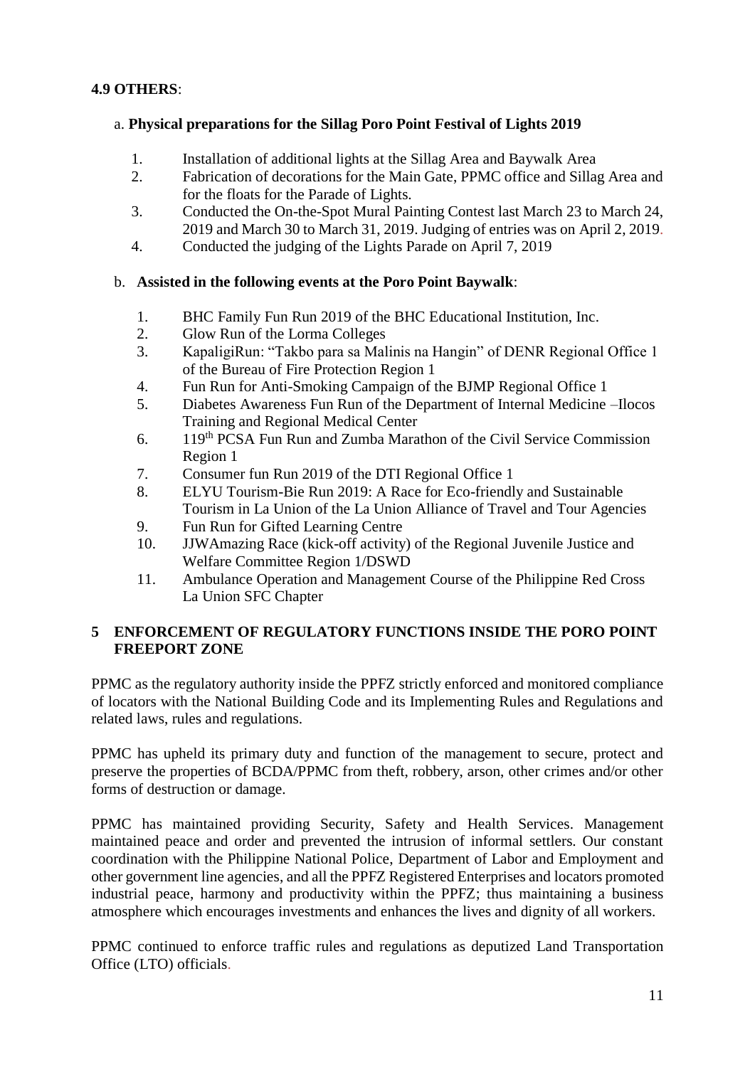### 4.9 OTHERS:

a. **Physical preparations for the Sillag Poro Point Festival of Lights 2019**

1. Installation of additional lights at the Sillag Area and Baywalk Area
2. Fabrication of decorations for the Main Gate, PPMC office and Sillag Area and for the floats for the Parade of Lights.
3. Conducted the On-the-Spot Mural Painting Contest last March 23 to March 24, 2019 and March 30 to March 31, 2019. Judging of entries was on April 2, 2019.
4. Conducted the judging of the Lights Parade on April 7, 2019

b. **Assisted in the following events at the Poro Point Baywalk**:

1. BHC Family Fun Run 2019 of the BHC Educational Institution, Inc.
2. Glow Run of the Lorma Colleges
3. KapaligiRun: "Takbo para sa Malinis na Hangin" of DENR Regional Office 1 of the Bureau of Fire Protection Region 1
4. Fun Run for Anti-Smoking Campaign of the BJMP Regional Office 1
5. Diabetes Awareness Fun Run of the Department of Internal Medicine –Ilocos Training and Regional Medical Center
6. 119th PCSA Fun Run and Zumba Marathon of the Civil Service Commission Region 1
7. Consumer fun Run 2019 of the DTI Regional Office 1
8. ELYU Tourism-Bie Run 2019: A Race for Eco-friendly and Sustainable Tourism in La Union of the La Union Alliance of Travel and Tour Agencies
9. Fun Run for Gifted Learning Centre
10. JJWAmazing Race (kick-off activity) of the Regional Juvenile Justice and Welfare Committee Region 1/DSWD
11. Ambulance Operation and Management Course of the Philippine Red Cross La Union SFC Chapter

## 5 ENFORCEMENT OF REGULATORY FUNCTIONS INSIDE THE PORO POINT FREEPORT ZONE

PPMC as the regulatory authority inside the PPFZ strictly enforced and monitored compliance of locators with the National Building Code and its Implementing Rules and Regulations and related laws, rules and regulations.

PPMC has upheld its primary duty and function of the management to secure, protect and preserve the properties of BCDA/PPMC from theft, robbery, arson, other crimes and/or other forms of destruction or damage.

PPMC has maintained providing Security, Safety and Health Services. Management maintained peace and order and prevented the intrusion of informal settlers. Our constant coordination with the Philippine National Police, Department of Labor and Employment and other government line agencies, and all the PPFZ Registered Enterprises and locators promoted industrial peace, harmony and productivity within the PPFZ; thus maintaining a business atmosphere which encourages investments and enhances the lives and dignity of all workers.

PPMC continued to enforce traffic rules and regulations as deputized Land Transportation Office (LTO) officials.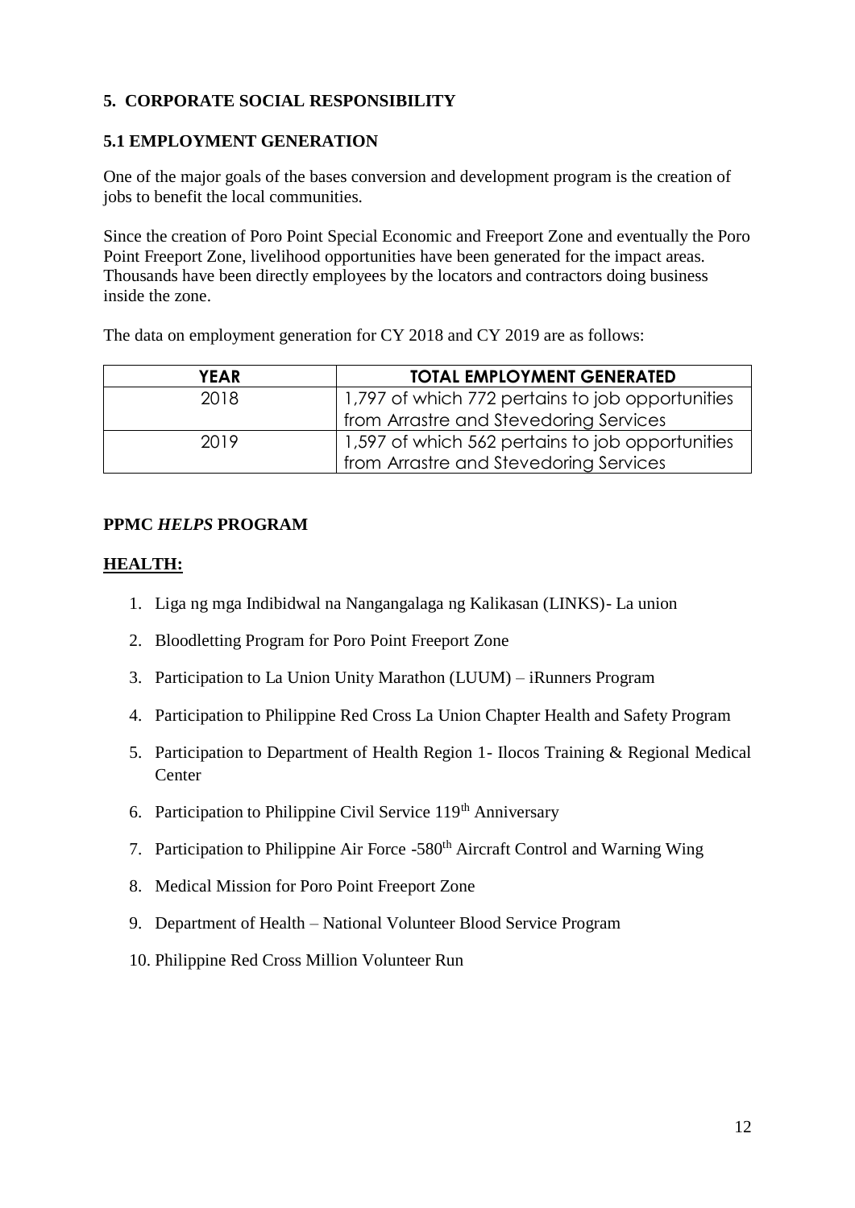## 5. CORPORATE SOCIAL RESPONSIBILITY

### 5.1 EMPLOYMENT GENERATION

One of the major goals of the bases conversion and development program is the creation of jobs to benefit the local communities.

Since the creation of Poro Point Special Economic and Freeport Zone and eventually the Poro Point Freeport Zone, livelihood opportunities have been generated for the impact areas. Thousands have been directly employees by the locators and contractors doing business inside the zone.

The data on employment generation for CY 2018 and CY 2019 are as follows:

| YEAR | TOTAL EMPLOYMENT GENERATED |
| --- | --- |
| 2018 | 1,797 of which 772 pertains to job opportunities from Arrastre and Stevedoring Services |
| 2019 | 1,597 of which 562 pertains to job opportunities from Arrastre and Stevedoring Services |

### PPMC *HELPS* PROGRAM

**<u>HEALTH:</u>**

1. Liga ng mga Indibidwal na Nangangalaga ng Kalikasan (LINKS)- La union
2. Bloodletting Program for Poro Point Freeport Zone
3. Participation to La Union Unity Marathon (LUUM) – iRunners Program
4. Participation to Philippine Red Cross La Union Chapter Health and Safety Program
5. Participation to Department of Health Region 1- Ilocos Training & Regional Medical Center
6. Participation to Philippine Civil Service 119th Anniversary
7. Participation to Philippine Air Force -580th Aircraft Control and Warning Wing
8. Medical Mission for Poro Point Freeport Zone
9. Department of Health – National Volunteer Blood Service Program
10. Philippine Red Cross Million Volunteer Run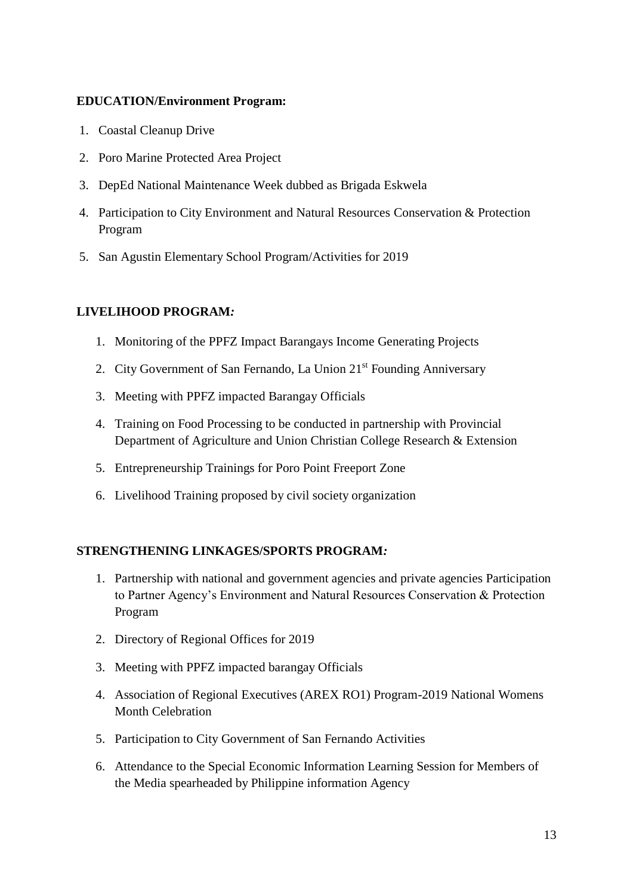**EDUCATION/Environment Program:**

1. Coastal Cleanup Drive
2. Poro Marine Protected Area Project
3. DepEd National Maintenance Week dubbed as Brigada Eskwela
4. Participation to City Environment and Natural Resources Conservation & Protection Program
5. San Agustin Elementary School Program/Activities for 2019

**LIVELIHOOD PROGRAM*:***

1. Monitoring of the PPFZ Impact Barangays Income Generating Projects
2. City Government of San Fernando, La Union 21st Founding Anniversary
3. Meeting with PPFZ impacted Barangay Officials
4. Training on Food Processing to be conducted in partnership with Provincial Department of Agriculture and Union Christian College Research & Extension
5. Entrepreneurship Trainings for Poro Point Freeport Zone
6. Livelihood Training proposed by civil society organization

**STRENGTHENING LINKAGES/SPORTS PROGRAM*:***

1. Partnership with national and government agencies and private agencies Participation to Partner Agency's Environment and Natural Resources Conservation & Protection Program
2. Directory of Regional Offices for 2019
3. Meeting with PPFZ impacted barangay Officials
4. Association of Regional Executives (AREX RO1) Program-2019 National Womens Month Celebration
5. Participation to City Government of San Fernando Activities
6. Attendance to the Special Economic Information Learning Session for Members of the Media spearheaded by Philippine information Agency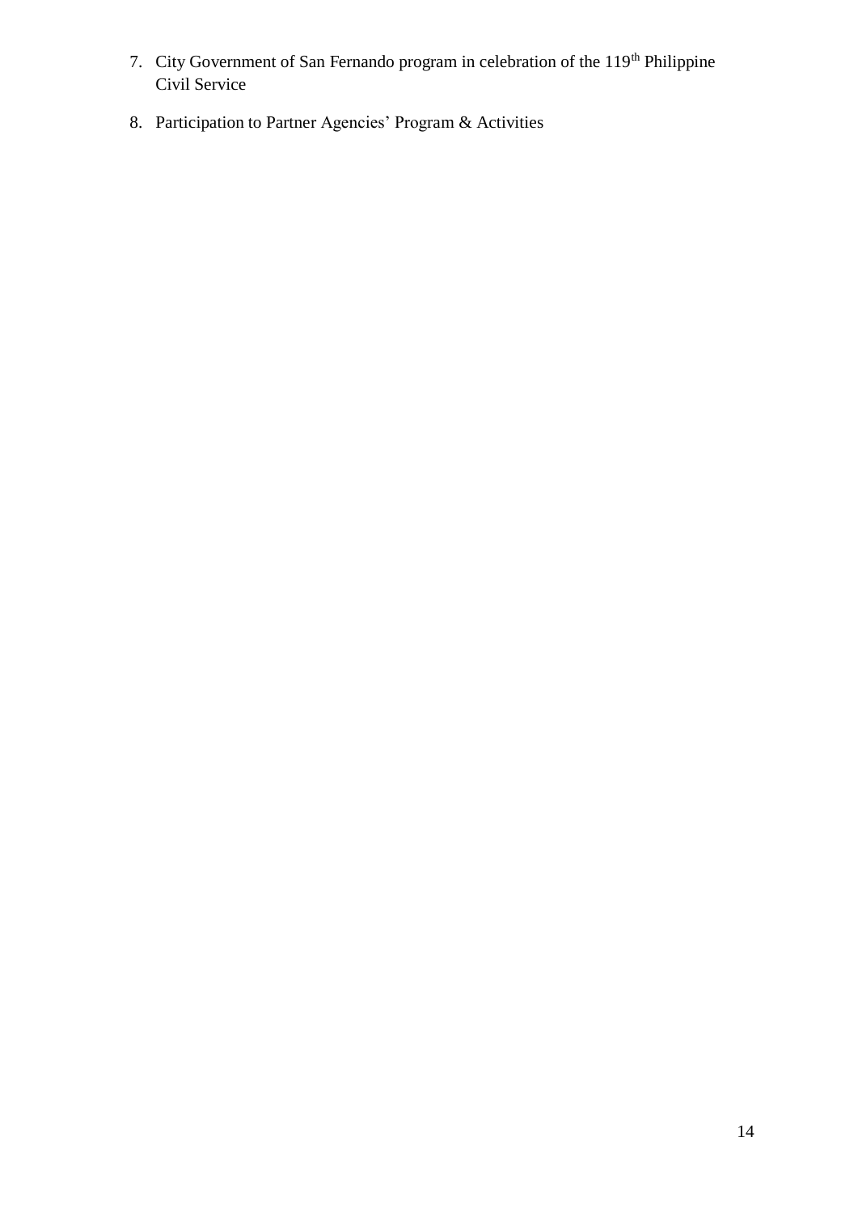7. City Government of San Fernando program in celebration of the 119th Philippine Civil Service

8. Participation to Partner Agencies' Program & Activities